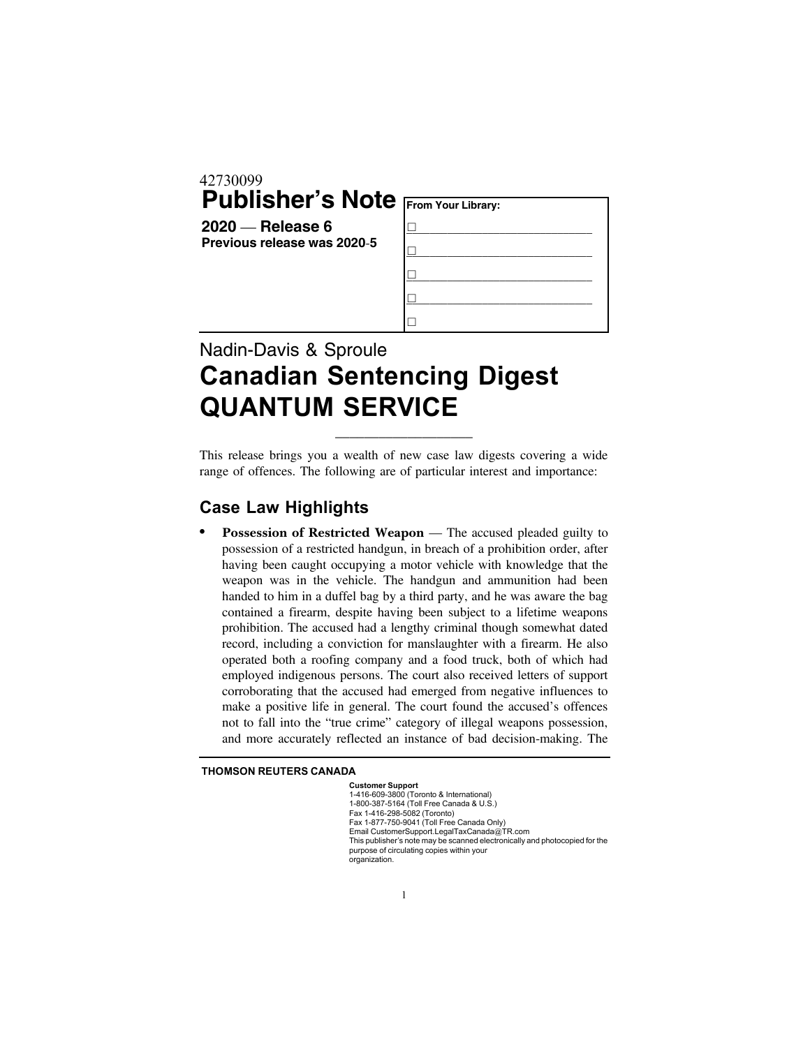42730099

# Publisher's Note

**2020 — Release 6**
**Previous release was 2020-5**

**From Your Library:**

- ☐ ____________________
- ☐ ____________________
- ☐ ____________________
- ☐ ____________________
- ☐

Nadin-Davis & Sproule

# Canadian Sentencing Digest QUANTUM SERVICE

---

This release brings you a wealth of new case law digests covering a wide range of offences. The following are of particular interest and importance:

## Case Law Highlights

- **Possession of Restricted Weapon** — The accused pleaded guilty to possession of a restricted handgun, in breach of a prohibition order, after having been caught occupying a motor vehicle with knowledge that the weapon was in the vehicle. The handgun and ammunition had been handed to him in a duffel bag by a third party, and he was aware the bag contained a firearm, despite having been subject to a lifetime weapons prohibition. The accused had a lengthy criminal though somewhat dated record, including a conviction for manslaughter with a firearm. He also operated both a roofing company and a food truck, both of which had employed indigenous persons. The court also received letters of support corroborating that the accused had emerged from negative influences to make a positive life in general. The court found the accused's offences not to fall into the "true crime" category of illegal weapons possession, and more accurately reflected an instance of bad decision-making. The

---

**THOMSON REUTERS CANADA**

**Customer Support**
1-416-609-3800 (Toronto & International)
1-800-387-5164 (Toll Free Canada & U.S.)
Fax 1-416-298-5082 (Toronto)
Fax 1-877-750-9041 (Toll Free Canada Only)
Email CustomerSupport.LegalTaxCanada@TR.com
This publisher's note may be scanned electronically and photocopied for the purpose of circulating copies within your organization.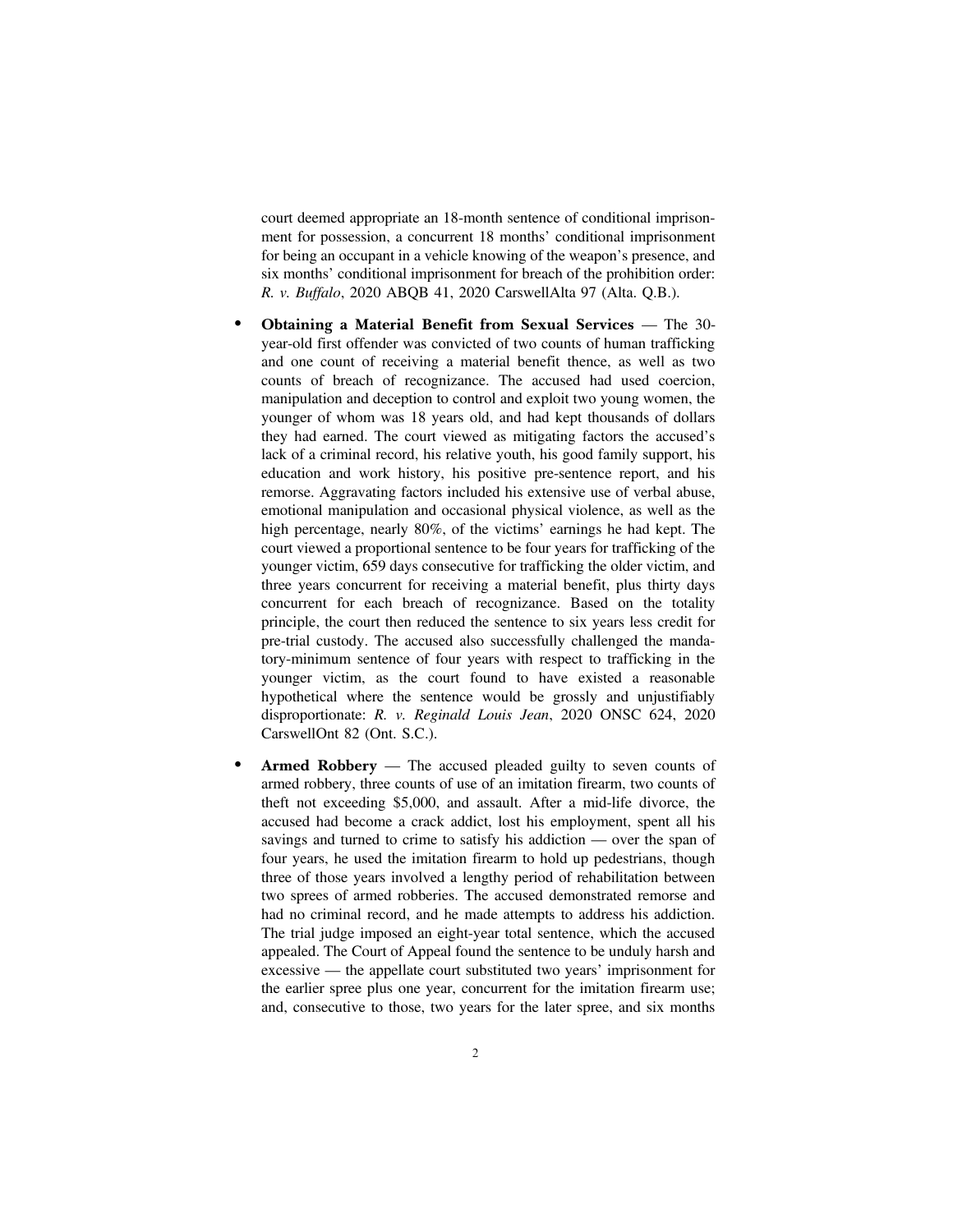court deemed appropriate an 18-month sentence of conditional imprisonment for possession, a concurrent 18 months' conditional imprisonment for being an occupant in a vehicle knowing of the weapon's presence, and six months' conditional imprisonment for breach of the prohibition order: *R. v. Buffalo*, 2020 ABQB 41, 2020 CarswellAlta 97 (Alta. Q.B.).

- **Obtaining a Material Benefit from Sexual Services** — The 30-year-old first offender was convicted of two counts of human trafficking and one count of receiving a material benefit thence, as well as two counts of breach of recognizance. The accused had used coercion, manipulation and deception to control and exploit two young women, the younger of whom was 18 years old, and had kept thousands of dollars they had earned. The court viewed as mitigating factors the accused's lack of a criminal record, his relative youth, his good family support, his education and work history, his positive pre-sentence report, and his remorse. Aggravating factors included his extensive use of verbal abuse, emotional manipulation and occasional physical violence, as well as the high percentage, nearly 80%, of the victims' earnings he had kept. The court viewed a proportional sentence to be four years for trafficking of the younger victim, 659 days consecutive for trafficking the older victim, and three years concurrent for receiving a material benefit, plus thirty days concurrent for each breach of recognizance. Based on the totality principle, the court then reduced the sentence to six years less credit for pre-trial custody. The accused also successfully challenged the mandatory-minimum sentence of four years with respect to trafficking in the younger victim, as the court found to have existed a reasonable hypothetical where the sentence would be grossly and unjustifiably disproportionate: *R. v. Reginald Louis Jean*, 2020 ONSC 624, 2020 CarswellOnt 82 (Ont. S.C.).

- **Armed Robbery** — The accused pleaded guilty to seven counts of armed robbery, three counts of use of an imitation firearm, two counts of theft not exceeding $5,000, and assault. After a mid-life divorce, the accused had become a crack addict, lost his employment, spent all his savings and turned to crime to satisfy his addiction — over the span of four years, he used the imitation firearm to hold up pedestrians, though three of those years involved a lengthy period of rehabilitation between two sprees of armed robberies. The accused demonstrated remorse and had no criminal record, and he made attempts to address his addiction. The trial judge imposed an eight-year total sentence, which the accused appealed. The Court of Appeal found the sentence to be unduly harsh and excessive — the appellate court substituted two years' imprisonment for the earlier spree plus one year, concurrent for the imitation firearm use; and, consecutive to those, two years for the later spree, and six months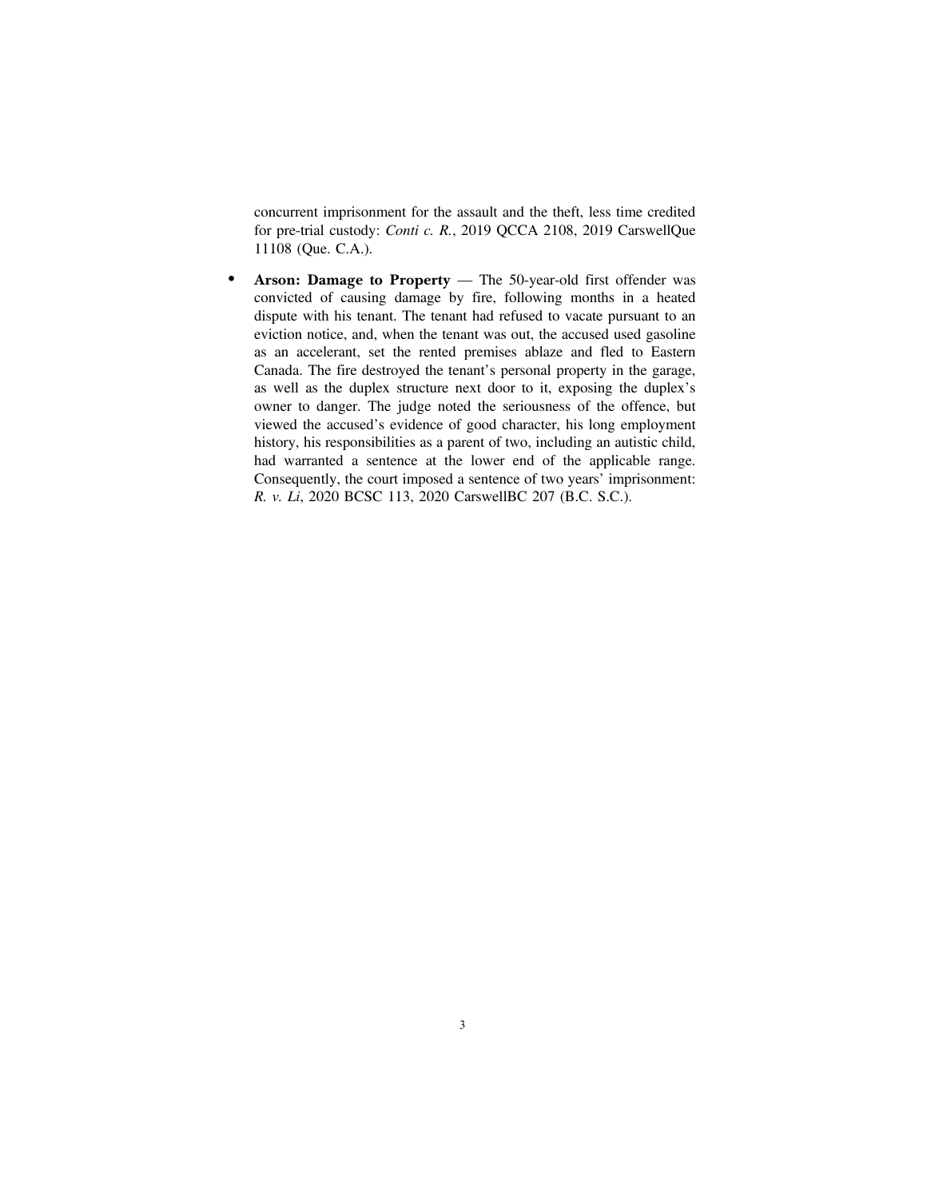concurrent imprisonment for the assault and the theft, less time credited for pre-trial custody: *Conti c. R.*, 2019 QCCA 2108, 2019 CarswellQue 11108 (Que. C.A.).

- **Arson: Damage to Property** — The 50-year-old first offender was convicted of causing damage by fire, following months in a heated dispute with his tenant. The tenant had refused to vacate pursuant to an eviction notice, and, when the tenant was out, the accused used gasoline as an accelerant, set the rented premises ablaze and fled to Eastern Canada. The fire destroyed the tenant's personal property in the garage, as well as the duplex structure next door to it, exposing the duplex's owner to danger. The judge noted the seriousness of the offence, but viewed the accused's evidence of good character, his long employment history, his responsibilities as a parent of two, including an autistic child, had warranted a sentence at the lower end of the applicable range. Consequently, the court imposed a sentence of two years' imprisonment: *R. v. Li*, 2020 BCSC 113, 2020 CarswellBC 207 (B.C. S.C.).